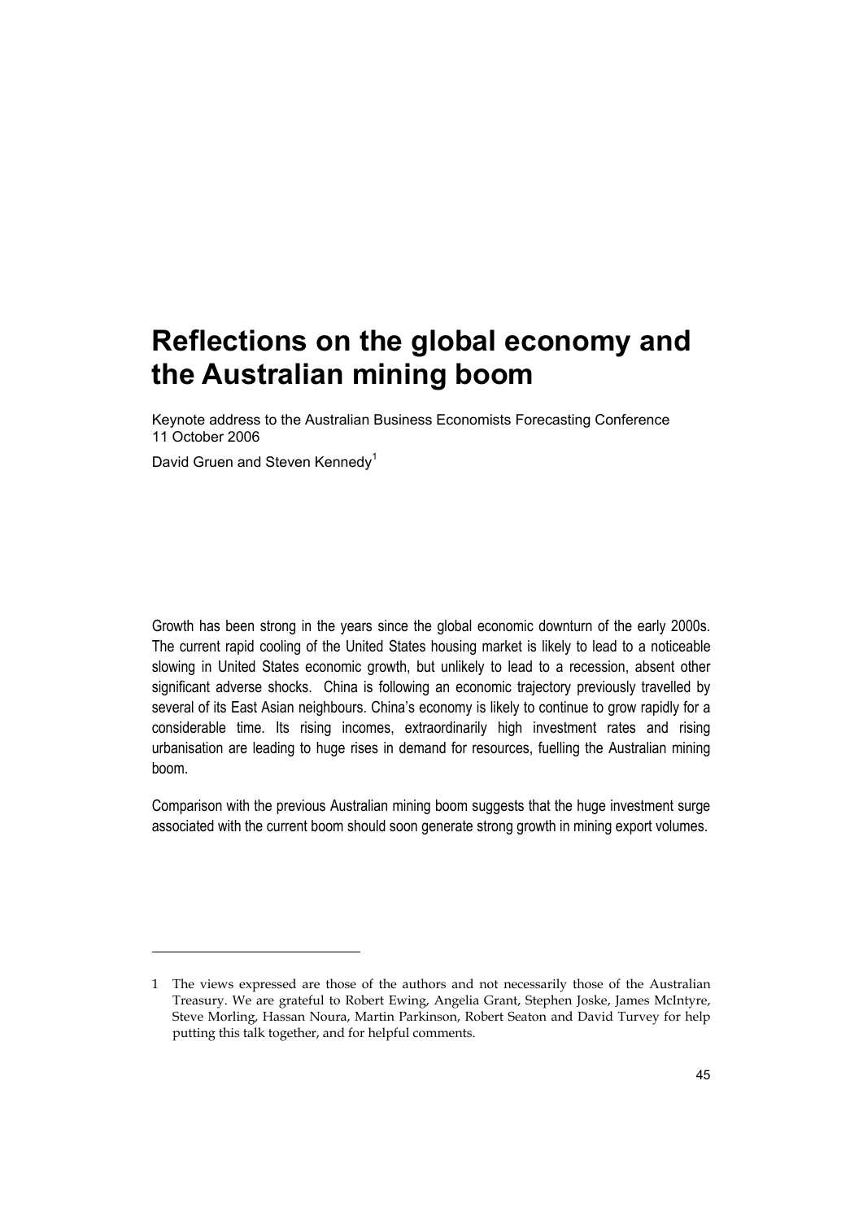# Reflections on the global economy and the Australian mining boom

Keynote address to the Australian Business Economists Forecasting Conference
11 October 2006

David Gruen and Steven Kennedy[1]

Growth has been strong in the years since the global economic downturn of the early 2000s. The current rapid cooling of the United States housing market is likely to lead to a noticeable slowing in United States economic growth, but unlikely to lead to a recession, absent other significant adverse shocks. China is following an economic trajectory previously travelled by several of its East Asian neighbours. China's economy is likely to continue to grow rapidly for a considerable time. Its rising incomes, extraordinarily high investment rates and rising urbanisation are leading to huge rises in demand for resources, fuelling the Australian mining boom.

Comparison with the previous Australian mining boom suggests that the huge investment surge associated with the current boom should soon generate strong growth in mining export volumes.

---

1 The views expressed are those of the authors and not necessarily those of the Australian Treasury. We are grateful to Robert Ewing, Angelia Grant, Stephen Joske, James McIntyre, Steve Morling, Hassan Noura, Martin Parkinson, Robert Seaton and David Turvey for help putting this talk together, and for helpful comments.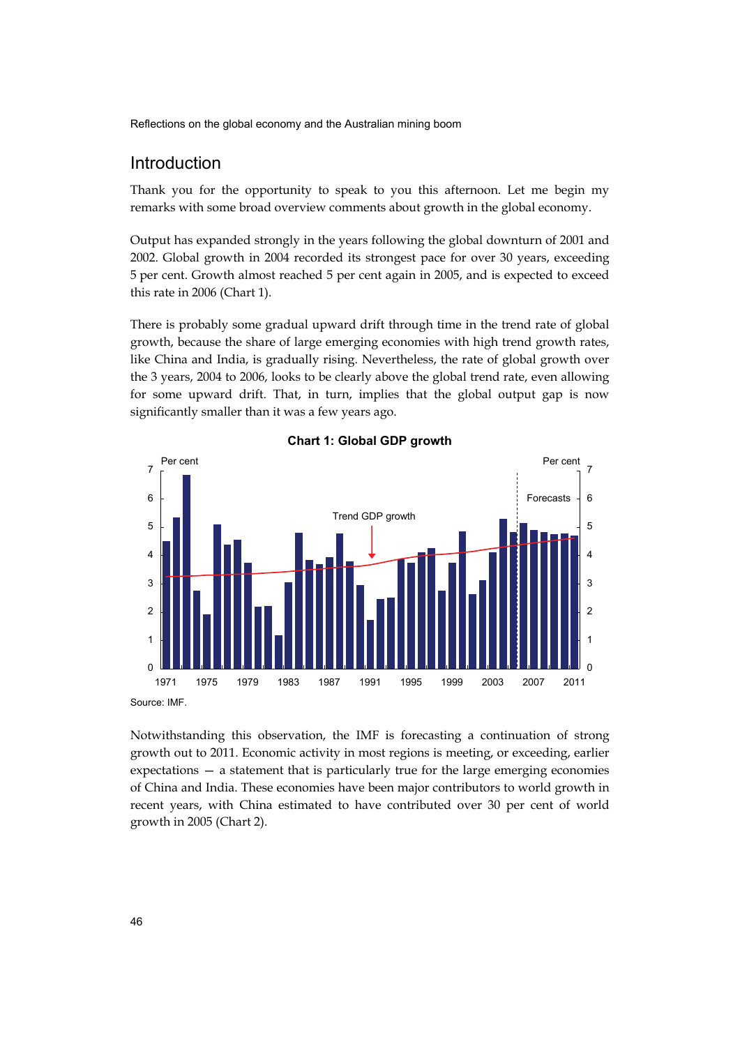## Introduction

Thank you for the opportunity to speak to you this afternoon. Let me begin my remarks with some broad overview comments about growth in the global economy.

Output has expanded strongly in the years following the global downturn of 2001 and 2002. Global growth in 2004 recorded its strongest pace for over 30 years, exceeding 5 per cent. Growth almost reached 5 per cent again in 2005, and is expected to exceed this rate in 2006 (Chart 1).

There is probably some gradual upward drift through time in the trend rate of global growth, because the share of large emerging economies with high trend growth rates, like China and India, is gradually rising. Nevertheless, the rate of global growth over the 3 years, 2004 to 2006, looks to be clearly above the global trend rate, even allowing for some upward drift. That, in turn, implies that the global output gap is now significantly smaller than it was a few years ago.

**Chart 1: Global GDP growth**

Source: IMF.

Notwithstanding this observation, the IMF is forecasting a continuation of strong growth out to 2011. Economic activity in most regions is meeting, or exceeding, earlier expectations — a statement that is particularly true for the large emerging economies of China and India. These economies have been major contributors to world growth in recent years, with China estimated to have contributed over 30 per cent of world growth in 2005 (Chart 2).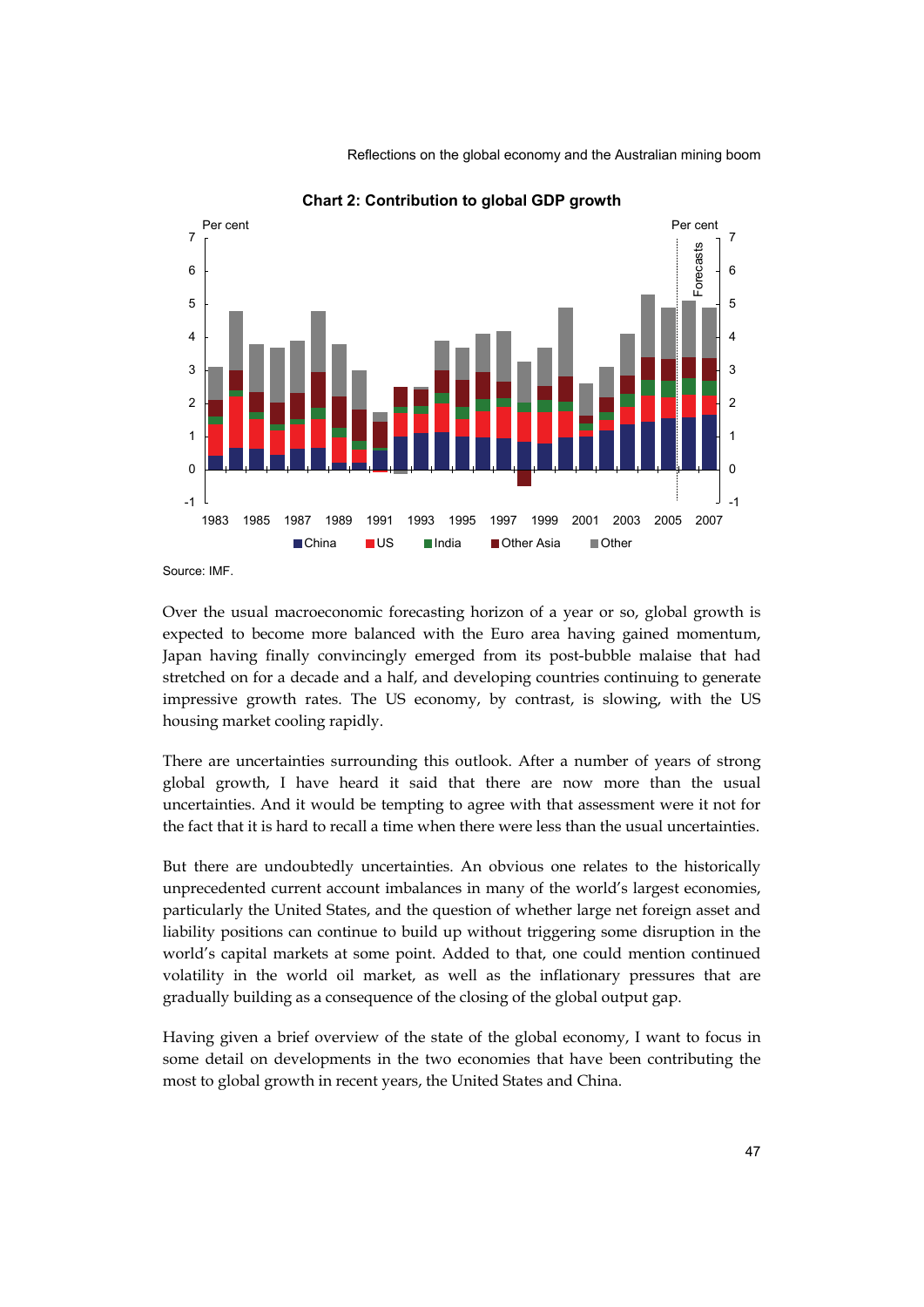**Chart 2: Contribution to global GDP growth**

Source: IMF.

Over the usual macroeconomic forecasting horizon of a year or so, global growth is expected to become more balanced with the Euro area having gained momentum, Japan having finally convincingly emerged from its post-bubble malaise that had stretched on for a decade and a half, and developing countries continuing to generate impressive growth rates. The US economy, by contrast, is slowing, with the US housing market cooling rapidly.

There are uncertainties surrounding this outlook. After a number of years of strong global growth, I have heard it said that there are now more than the usual uncertainties. And it would be tempting to agree with that assessment were it not for the fact that it is hard to recall a time when there were less than the usual uncertainties.

But there are undoubtedly uncertainties. An obvious one relates to the historically unprecedented current account imbalances in many of the world's largest economies, particularly the United States, and the question of whether large net foreign asset and liability positions can continue to build up without triggering some disruption in the world's capital markets at some point. Added to that, one could mention continued volatility in the world oil market, as well as the inflationary pressures that are gradually building as a consequence of the closing of the global output gap.

Having given a brief overview of the state of the global economy, I want to focus in some detail on developments in the two economies that have been contributing the most to global growth in recent years, the United States and China.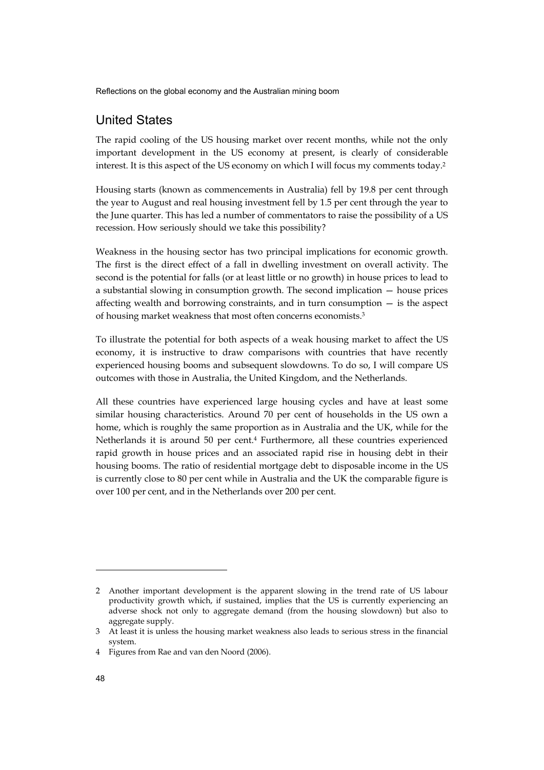## United States

The rapid cooling of the US housing market over recent months, while not the only important development in the US economy at present, is clearly of considerable interest. It is this aspect of the US economy on which I will focus my comments today.[2]

Housing starts (known as commencements in Australia) fell by 19.8 per cent through the year to August and real housing investment fell by 1.5 per cent through the year to the June quarter. This has led a number of commentators to raise the possibility of a US recession. How seriously should we take this possibility?

Weakness in the housing sector has two principal implications for economic growth. The first is the direct effect of a fall in dwelling investment on overall activity. The second is the potential for falls (or at least little or no growth) in house prices to lead to a substantial slowing in consumption growth. The second implication — house prices affecting wealth and borrowing constraints, and in turn consumption — is the aspect of housing market weakness that most often concerns economists.[3]

To illustrate the potential for both aspects of a weak housing market to affect the US economy, it is instructive to draw comparisons with countries that have recently experienced housing booms and subsequent slowdowns. To do so, I will compare US outcomes with those in Australia, the United Kingdom, and the Netherlands.

All these countries have experienced large housing cycles and have at least some similar housing characteristics. Around 70 per cent of households in the US own a home, which is roughly the same proportion as in Australia and the UK, while for the Netherlands it is around 50 per cent.[4] Furthermore, all these countries experienced rapid growth in house prices and an associated rapid rise in housing debt in their housing booms. The ratio of residential mortgage debt to disposable income in the US is currently close to 80 per cent while in Australia and the UK the comparable figure is over 100 per cent, and in the Netherlands over 200 per cent.

---

2 Another important development is the apparent slowing in the trend rate of US labour productivity growth which, if sustained, implies that the US is currently experiencing an adverse shock not only to aggregate demand (from the housing slowdown) but also to aggregate supply.

3 At least it is unless the housing market weakness also leads to serious stress in the financial system.

4 Figures from Rae and van den Noord (2006).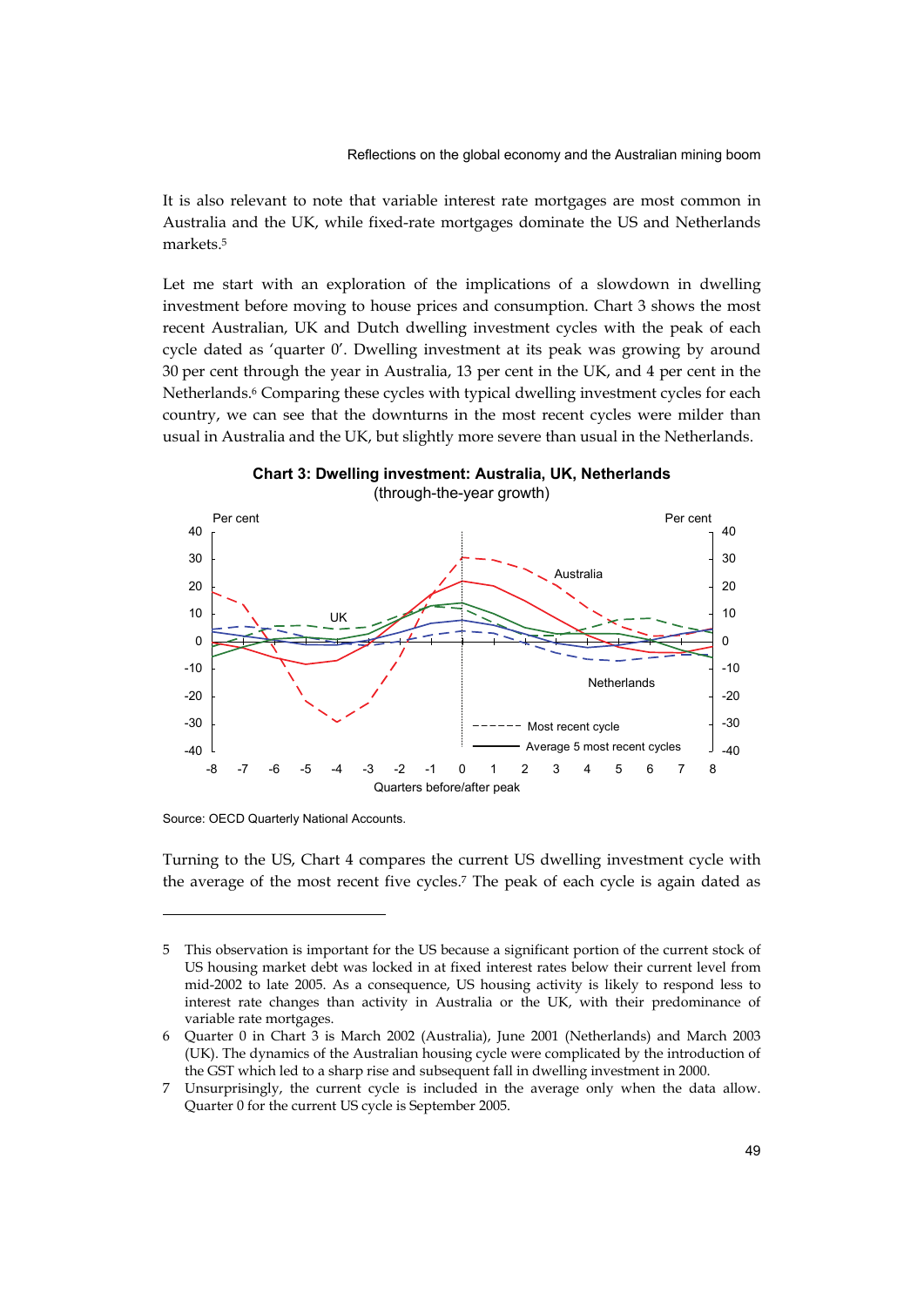It is also relevant to note that variable interest rate mortgages are most common in Australia and the UK, while fixed-rate mortgages dominate the US and Netherlands markets.[5]

Let me start with an exploration of the implications of a slowdown in dwelling investment before moving to house prices and consumption. Chart 3 shows the most recent Australian, UK and Dutch dwelling investment cycles with the peak of each cycle dated as 'quarter 0'. Dwelling investment at its peak was growing by around 30 per cent through the year in Australia, 13 per cent in the UK, and 4 per cent in the Netherlands.[6] Comparing these cycles with typical dwelling investment cycles for each country, we can see that the downturns in the most recent cycles were milder than usual in Australia and the UK, but slightly more severe than usual in the Netherlands.

**Chart 3: Dwelling investment: Australia, UK, Netherlands**
(through-the-year growth)

Source: OECD Quarterly National Accounts.

Turning to the US, Chart 4 compares the current US dwelling investment cycle with the average of the most recent five cycles.[7] The peak of each cycle is again dated as

---

5 This observation is important for the US because a significant portion of the current stock of US housing market debt was locked in at fixed interest rates below their current level from mid-2002 to late 2005. As a consequence, US housing activity is likely to respond less to interest rate changes than activity in Australia or the UK, with their predominance of variable rate mortgages.

6 Quarter 0 in Chart 3 is March 2002 (Australia), June 2001 (Netherlands) and March 2003 (UK). The dynamics of the Australian housing cycle were complicated by the introduction of the GST which led to a sharp rise and subsequent fall in dwelling investment in 2000.

7 Unsurprisingly, the current cycle is included in the average only when the data allow. Quarter 0 for the current US cycle is September 2005.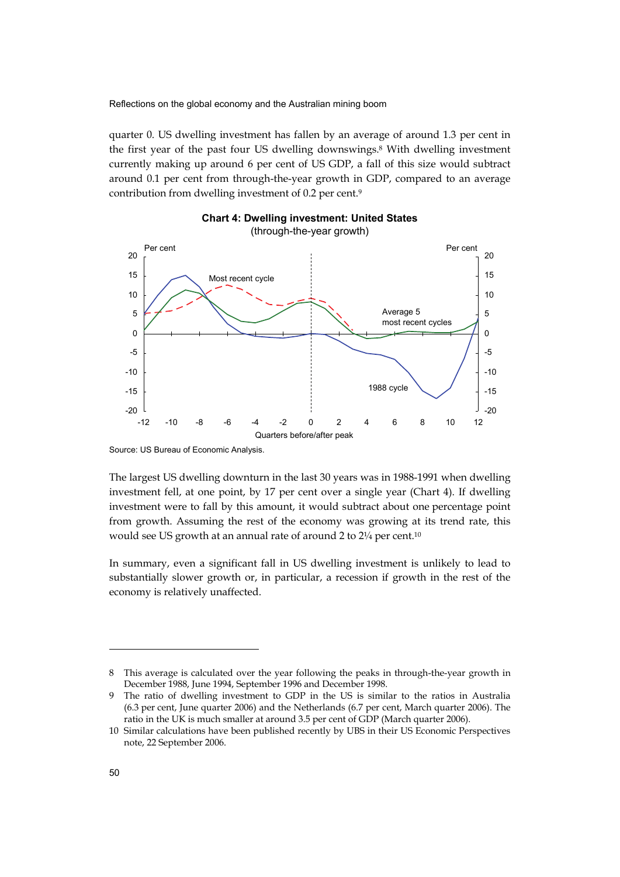quarter 0. US dwelling investment has fallen by an average of around 1.3 per cent in the first year of the past four US dwelling downswings.[8] With dwelling investment currently making up around 6 per cent of US GDP, a fall of this size would subtract around 0.1 per cent from through-the-year growth in GDP, compared to an average contribution from dwelling investment of 0.2 per cent.[9]

**Chart 4: Dwelling investment: United States**
(through-the-year growth)

Source: US Bureau of Economic Analysis.

The largest US dwelling downturn in the last 30 years was in 1988-1991 when dwelling investment fell, at one point, by 17 per cent over a single year (Chart 4). If dwelling investment were to fall by this amount, it would subtract about one percentage point from growth. Assuming the rest of the economy was growing at its trend rate, this would see US growth at an annual rate of around 2 to 2¼ per cent.[10]

In summary, even a significant fall in US dwelling investment is unlikely to lead to substantially slower growth or, in particular, a recession if growth in the rest of the economy is relatively unaffected.

---

8 This average is calculated over the year following the peaks in through-the-year growth in December 1988, June 1994, September 1996 and December 1998.

9 The ratio of dwelling investment to GDP in the US is similar to the ratios in Australia (6.3 per cent, June quarter 2006) and the Netherlands (6.7 per cent, March quarter 2006). The ratio in the UK is much smaller at around 3.5 per cent of GDP (March quarter 2006).

10 Similar calculations have been published recently by UBS in their US Economic Perspectives note, 22 September 2006.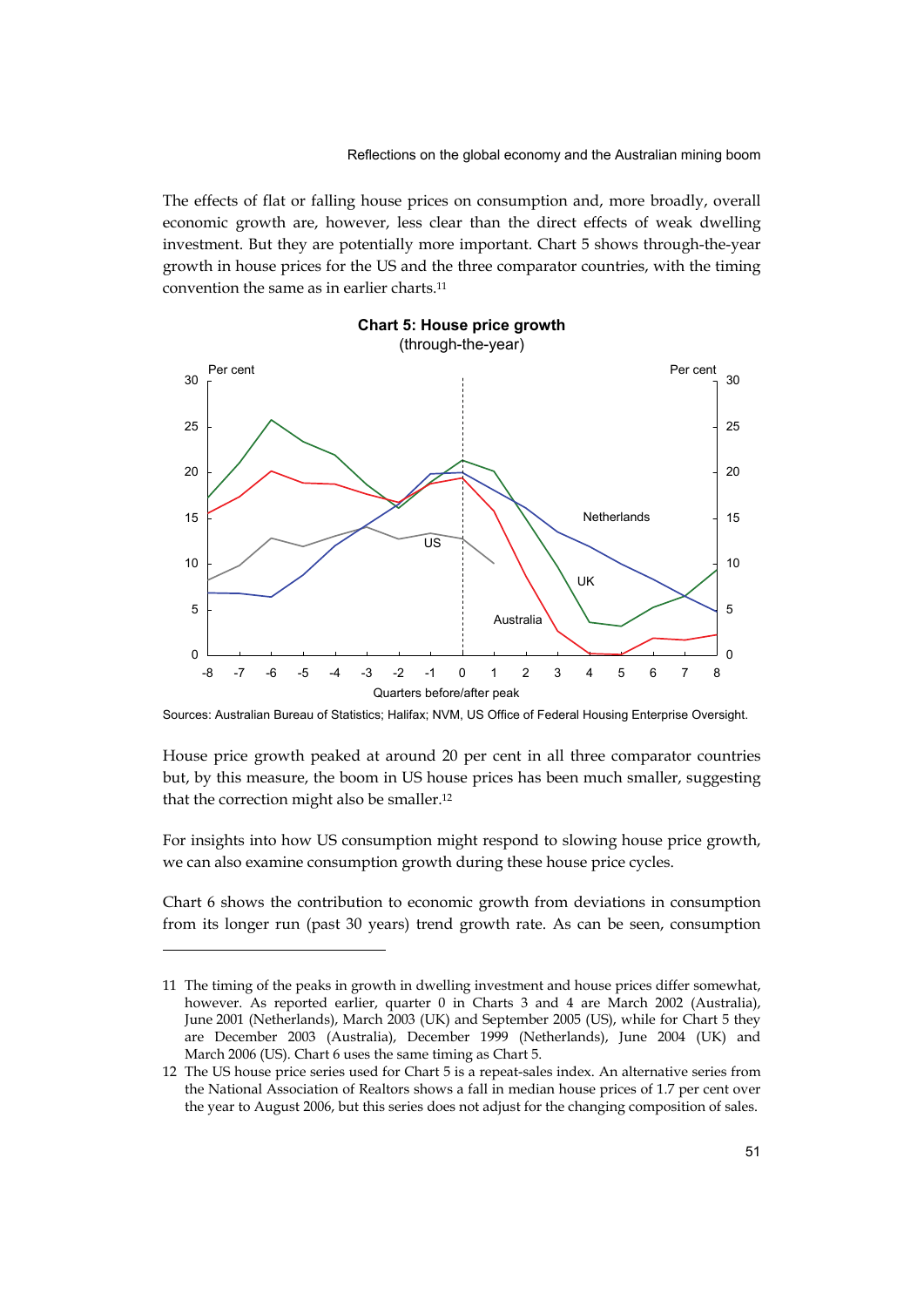The effects of flat or falling house prices on consumption and, more broadly, overall economic growth are, however, less clear than the direct effects of weak dwelling investment. But they are potentially more important. Chart 5 shows through-the-year growth in house prices for the US and the three comparator countries, with the timing convention the same as in earlier charts.[11]

**Chart 5: House price growth**
(through-the-year)

Sources: Australian Bureau of Statistics; Halifax; NVM, US Office of Federal Housing Enterprise Oversight.

House price growth peaked at around 20 per cent in all three comparator countries but, by this measure, the boom in US house prices has been much smaller, suggesting that the correction might also be smaller.[12]

For insights into how US consumption might respond to slowing house price growth, we can also examine consumption growth during these house price cycles.

Chart 6 shows the contribution to economic growth from deviations in consumption from its longer run (past 30 years) trend growth rate. As can be seen, consumption

---

11 The timing of the peaks in growth in dwelling investment and house prices differ somewhat, however. As reported earlier, quarter 0 in Charts 3 and 4 are March 2002 (Australia), June 2001 (Netherlands), March 2003 (UK) and September 2005 (US), while for Chart 5 they are December 2003 (Australia), December 1999 (Netherlands), June 2004 (UK) and March 2006 (US). Chart 6 uses the same timing as Chart 5.

12 The US house price series used for Chart 5 is a repeat-sales index. An alternative series from the National Association of Realtors shows a fall in median house prices of 1.7 per cent over the year to August 2006, but this series does not adjust for the changing composition of sales.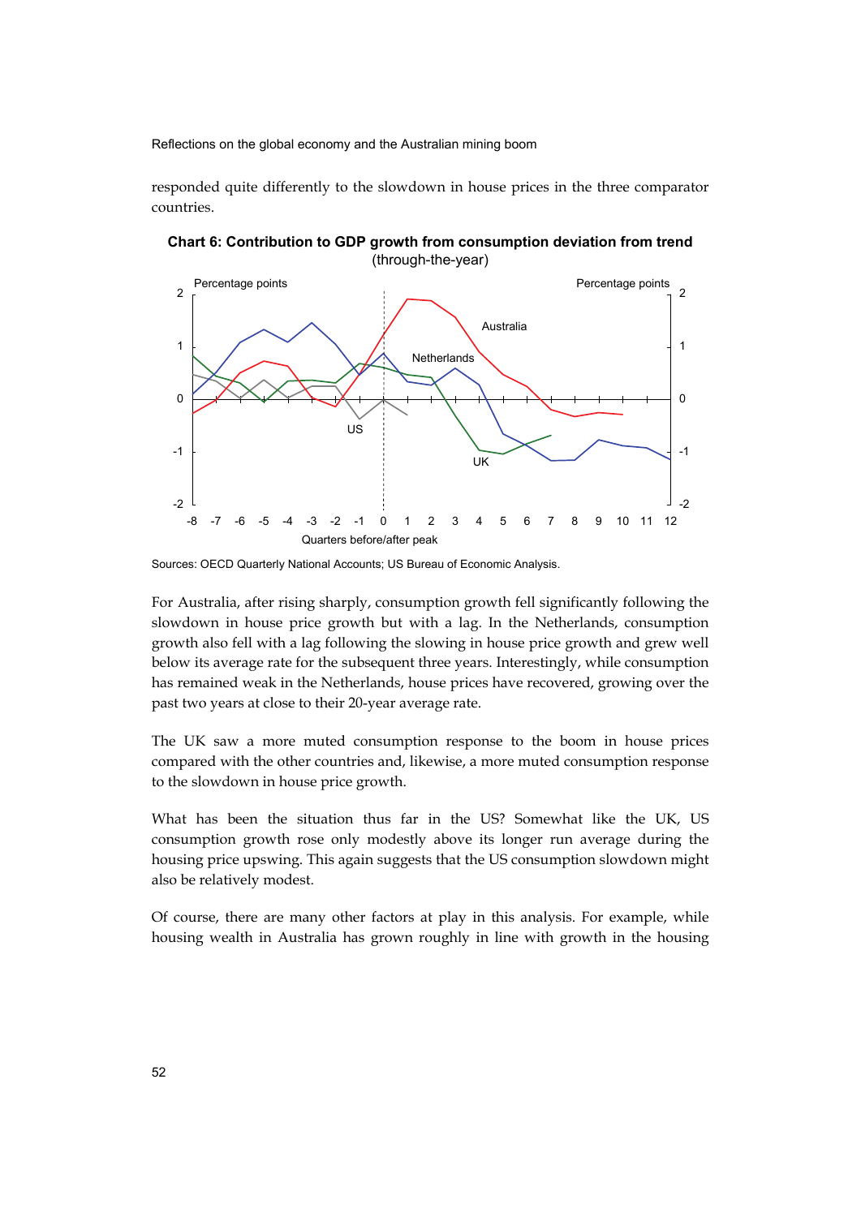responded quite differently to the slowdown in house prices in the three comparator countries.

**Chart 6: Contribution to GDP growth from consumption deviation from trend**
(through-the-year)

Sources: OECD Quarterly National Accounts; US Bureau of Economic Analysis.

For Australia, after rising sharply, consumption growth fell significantly following the slowdown in house price growth but with a lag. In the Netherlands, consumption growth also fell with a lag following the slowing in house price growth and grew well below its average rate for the subsequent three years. Interestingly, while consumption has remained weak in the Netherlands, house prices have recovered, growing over the past two years at close to their 20-year average rate.

The UK saw a more muted consumption response to the boom in house prices compared with the other countries and, likewise, a more muted consumption response to the slowdown in house price growth.

What has been the situation thus far in the US? Somewhat like the UK, US consumption growth rose only modestly above its longer run average during the housing price upswing. This again suggests that the US consumption slowdown might also be relatively modest.

Of course, there are many other factors at play in this analysis. For example, while housing wealth in Australia has grown roughly in line with growth in the housing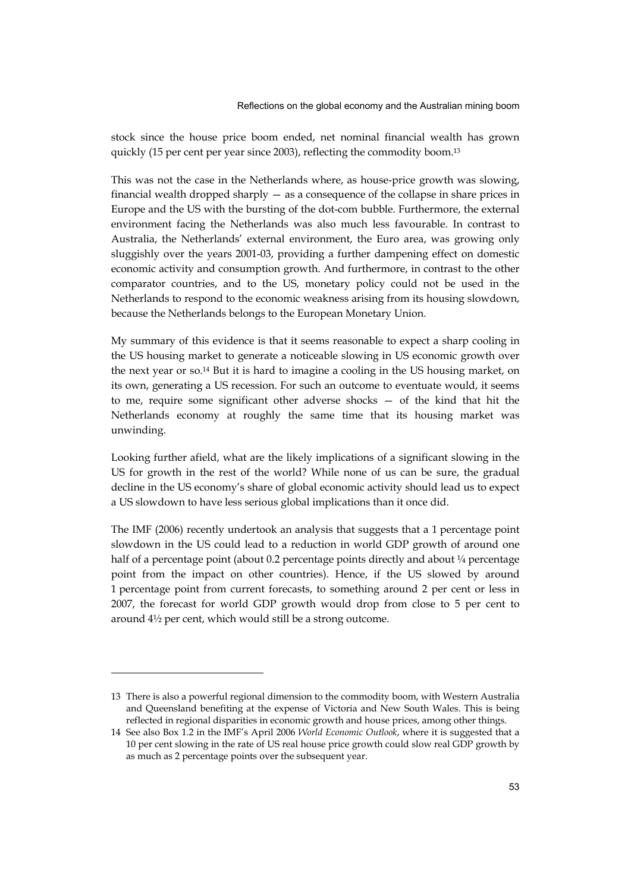stock since the house price boom ended, net nominal financial wealth has grown quickly (15 per cent per year since 2003), reflecting the commodity boom.[13]

This was not the case in the Netherlands where, as house-price growth was slowing, financial wealth dropped sharply — as a consequence of the collapse in share prices in Europe and the US with the bursting of the dot-com bubble. Furthermore, the external environment facing the Netherlands was also much less favourable. In contrast to Australia, the Netherlands' external environment, the Euro area, was growing only sluggishly over the years 2001-03, providing a further dampening effect on domestic economic activity and consumption growth. And furthermore, in contrast to the other comparator countries, and to the US, monetary policy could not be used in the Netherlands to respond to the economic weakness arising from its housing slowdown, because the Netherlands belongs to the European Monetary Union.

My summary of this evidence is that it seems reasonable to expect a sharp cooling in the US housing market to generate a noticeable slowing in US economic growth over the next year or so.[14] But it is hard to imagine a cooling in the US housing market, on its own, generating a US recession. For such an outcome to eventuate would, it seems to me, require some significant other adverse shocks — of the kind that hit the Netherlands economy at roughly the same time that its housing market was unwinding.

Looking further afield, what are the likely implications of a significant slowing in the US for growth in the rest of the world? While none of us can be sure, the gradual decline in the US economy's share of global economic activity should lead us to expect a US slowdown to have less serious global implications than it once did.

The IMF (2006) recently undertook an analysis that suggests that a 1 percentage point slowdown in the US could lead to a reduction in world GDP growth of around one half of a percentage point (about 0.2 percentage points directly and about ¼ percentage point from the impact on other countries). Hence, if the US slowed by around 1 percentage point from current forecasts, to something around 2 per cent or less in 2007, the forecast for world GDP growth would drop from close to 5 per cent to around 4½ per cent, which would still be a strong outcome.

---

13 There is also a powerful regional dimension to the commodity boom, with Western Australia and Queensland benefiting at the expense of Victoria and New South Wales. This is being reflected in regional disparities in economic growth and house prices, among other things.

14 See also Box 1.2 in the IMF's April 2006 *World Economic Outlook*, where it is suggested that a 10 per cent slowing in the rate of US real house price growth could slow real GDP growth by as much as 2 percentage points over the subsequent year.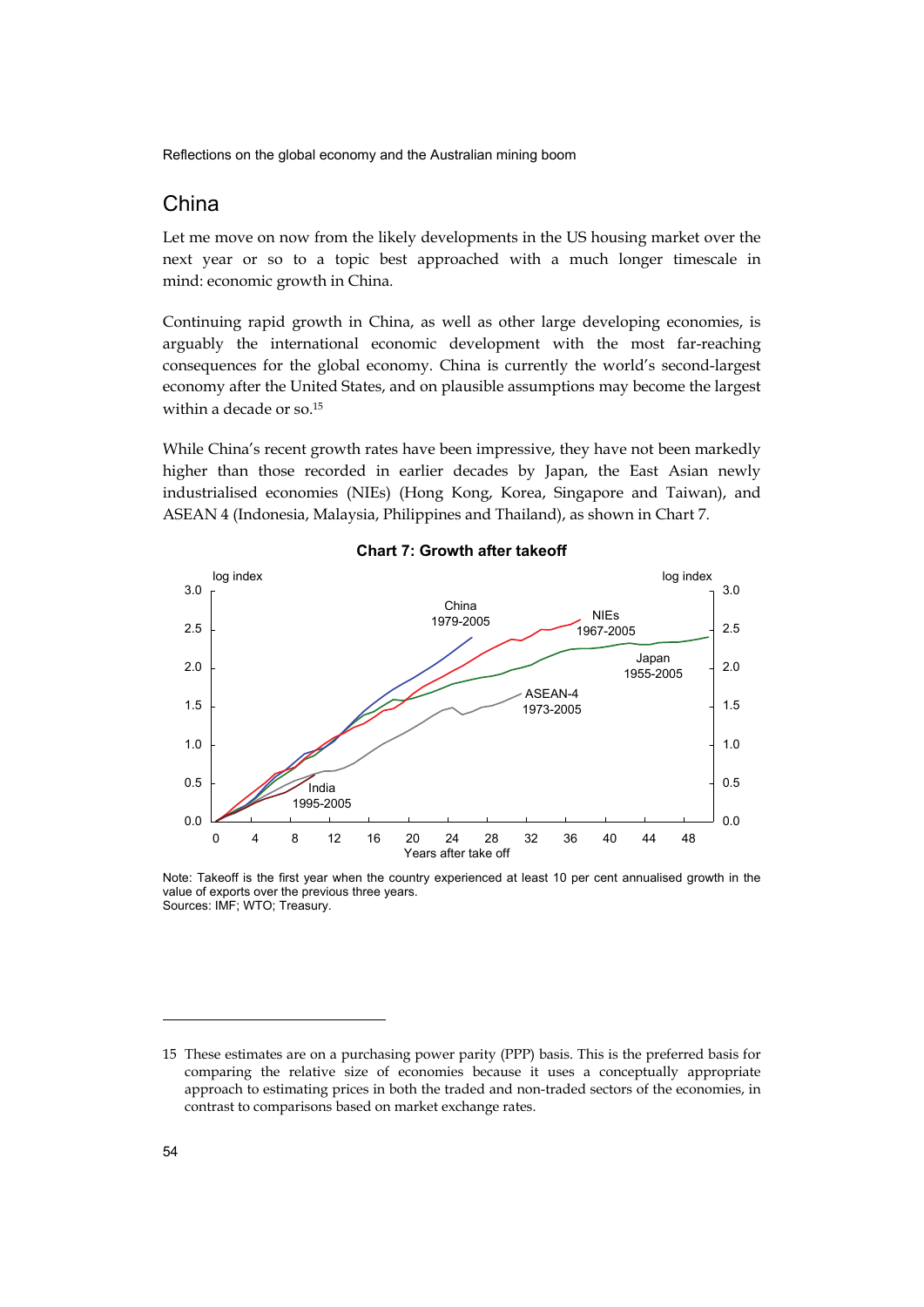## China

Let me move on now from the likely developments in the US housing market over the next year or so to a topic best approached with a much longer timescale in mind: economic growth in China.

Continuing rapid growth in China, as well as other large developing economies, is arguably the international economic development with the most far-reaching consequences for the global economy. China is currently the world's second-largest economy after the United States, and on plausible assumptions may become the largest within a decade or so.[15]

While China's recent growth rates have been impressive, they have not been markedly higher than those recorded in earlier decades by Japan, the East Asian newly industrialised economies (NIEs) (Hong Kong, Korea, Singapore and Taiwan), and ASEAN 4 (Indonesia, Malaysia, Philippines and Thailand), as shown in Chart 7.

**Chart 7: Growth after takeoff**

Note: Takeoff is the first year when the country experienced at least 10 per cent annualised growth in the value of exports over the previous three years.
Sources: IMF; WTO; Treasury.

---

15 These estimates are on a purchasing power parity (PPP) basis. This is the preferred basis for comparing the relative size of economies because it uses a conceptually appropriate approach to estimating prices in both the traded and non-traded sectors of the economies, in contrast to comparisons based on market exchange rates.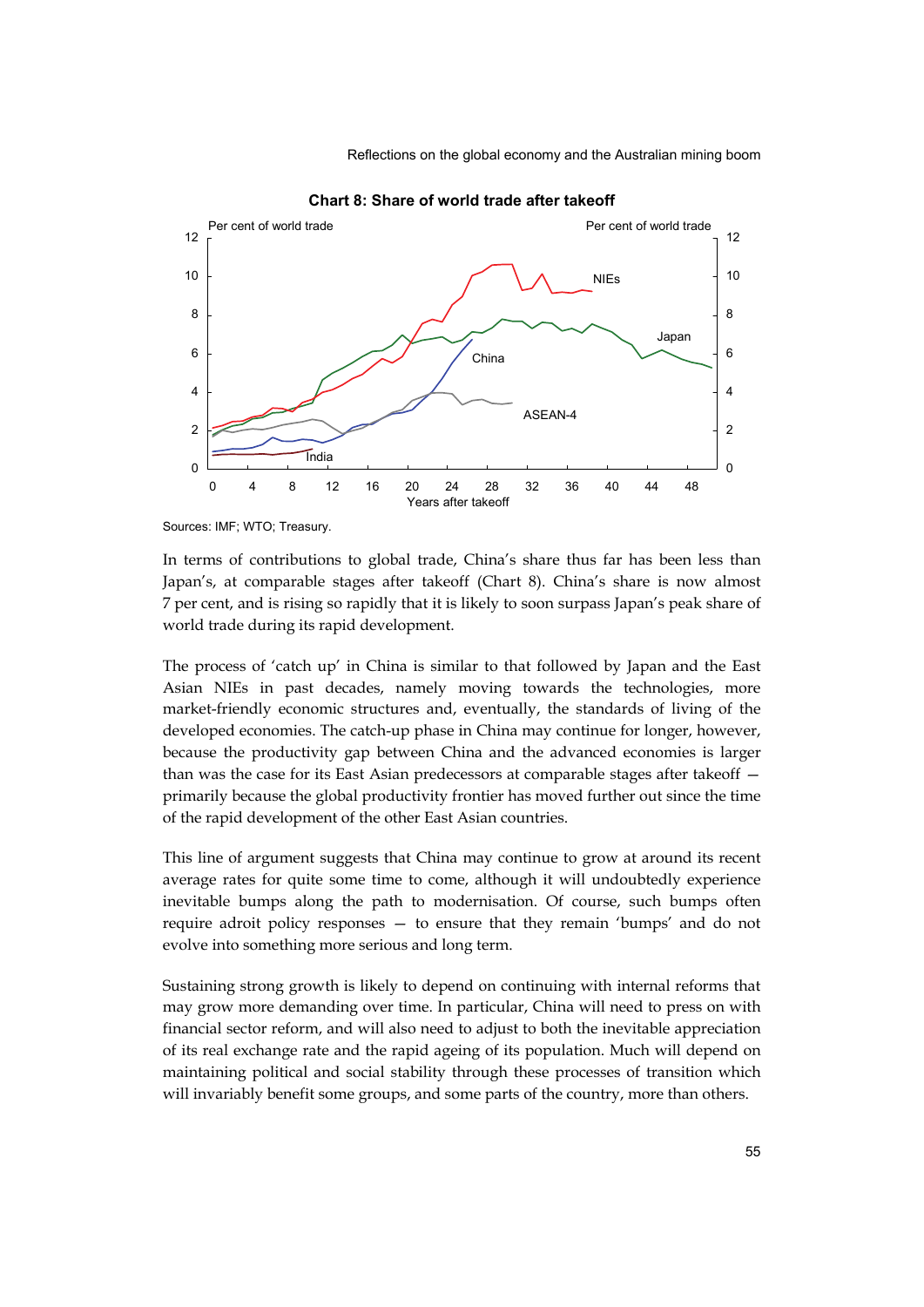**Chart 8: Share of world trade after takeoff**

Sources: IMF; WTO; Treasury.

In terms of contributions to global trade, China's share thus far has been less than Japan's, at comparable stages after takeoff (Chart 8). China's share is now almost 7 per cent, and is rising so rapidly that it is likely to soon surpass Japan's peak share of world trade during its rapid development.

The process of 'catch up' in China is similar to that followed by Japan and the East Asian NIEs in past decades, namely moving towards the technologies, more market-friendly economic structures and, eventually, the standards of living of the developed economies. The catch-up phase in China may continue for longer, however, because the productivity gap between China and the advanced economies is larger than was the case for its East Asian predecessors at comparable stages after takeoff — primarily because the global productivity frontier has moved further out since the time of the rapid development of the other East Asian countries.

This line of argument suggests that China may continue to grow at around its recent average rates for quite some time to come, although it will undoubtedly experience inevitable bumps along the path to modernisation. Of course, such bumps often require adroit policy responses — to ensure that they remain 'bumps' and do not evolve into something more serious and long term.

Sustaining strong growth is likely to depend on continuing with internal reforms that may grow more demanding over time. In particular, China will need to press on with financial sector reform, and will also need to adjust to both the inevitable appreciation of its real exchange rate and the rapid ageing of its population. Much will depend on maintaining political and social stability through these processes of transition which will invariably benefit some groups, and some parts of the country, more than others.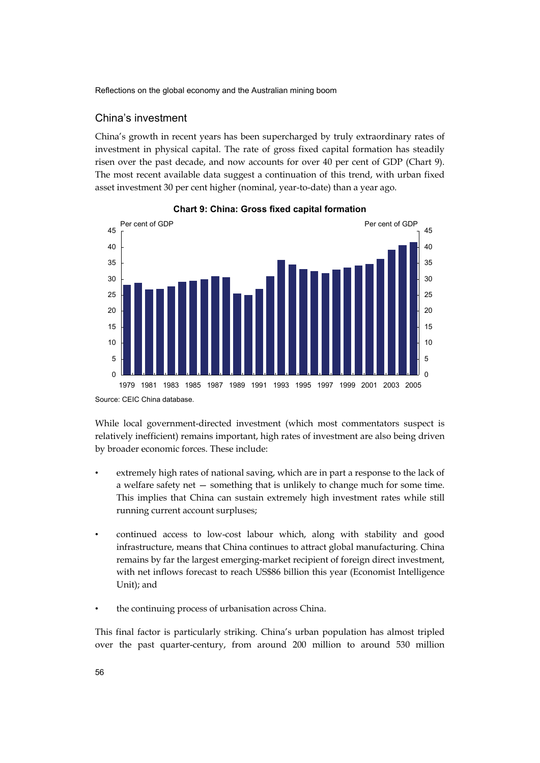## China's investment

China's growth in recent years has been supercharged by truly extraordinary rates of investment in physical capital. The rate of gross fixed capital formation has steadily risen over the past decade, and now accounts for over 40 per cent of GDP (Chart 9). The most recent available data suggest a continuation of this trend, with urban fixed asset investment 30 per cent higher (nominal, year-to-date) than a year ago.

**Chart 9: China: Gross fixed capital formation**

Source: CEIC China database.

While local government-directed investment (which most commentators suspect is relatively inefficient) remains important, high rates of investment are also being driven by broader economic forces. These include:

- extremely high rates of national saving, which are in part a response to the lack of a welfare safety net — something that is unlikely to change much for some time. This implies that China can sustain extremely high investment rates while still running current account surpluses;
- continued access to low-cost labour which, along with stability and good infrastructure, means that China continues to attract global manufacturing. China remains by far the largest emerging-market recipient of foreign direct investment, with net inflows forecast to reach US$86 billion this year (Economist Intelligence Unit); and
- the continuing process of urbanisation across China.

This final factor is particularly striking. China's urban population has almost tripled over the past quarter-century, from around 200 million to around 530 million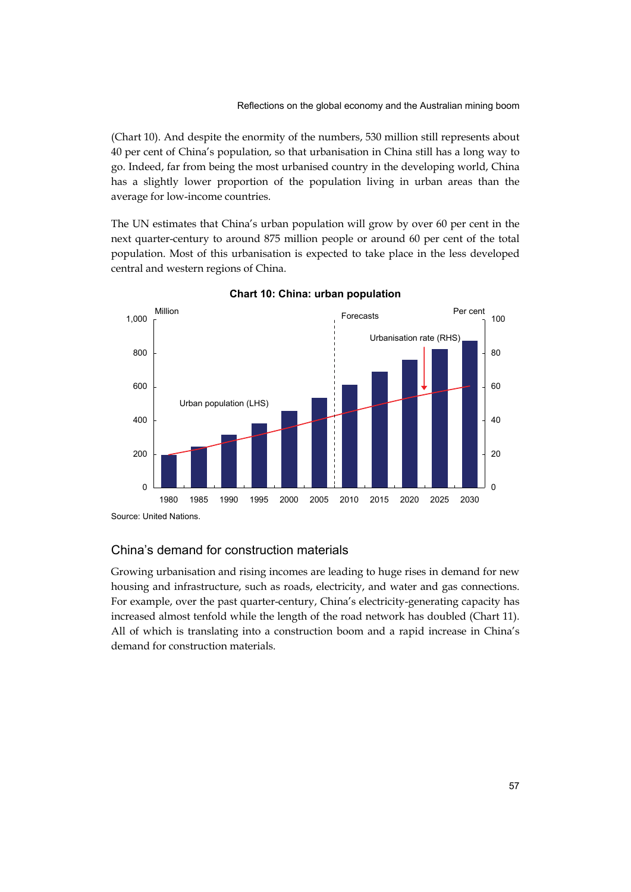(Chart 10). And despite the enormity of the numbers, 530 million still represents about 40 per cent of China's population, so that urbanisation in China still has a long way to go. Indeed, far from being the most urbanised country in the developing world, China has a slightly lower proportion of the population living in urban areas than the average for low-income countries.

The UN estimates that China's urban population will grow by over 60 per cent in the next quarter-century to around 875 million people or around 60 per cent of the total population. Most of this urbanisation is expected to take place in the less developed central and western regions of China.

**Chart 10: China: urban population**

Source: United Nations.

## China's demand for construction materials

Growing urbanisation and rising incomes are leading to huge rises in demand for new housing and infrastructure, such as roads, electricity, and water and gas connections. For example, over the past quarter-century, China's electricity-generating capacity has increased almost tenfold while the length of the road network has doubled (Chart 11). All of which is translating into a construction boom and a rapid increase in China's demand for construction materials.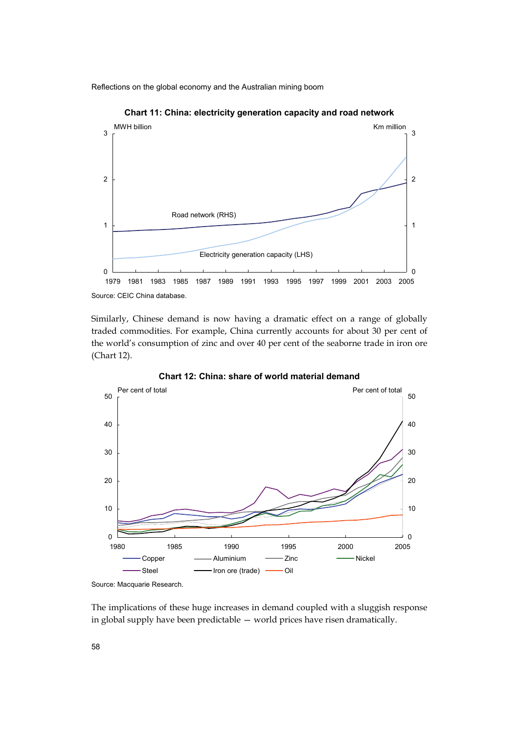**Chart 11: China: electricity generation capacity and road network**

Source: CEIC China database.

Similarly, Chinese demand is now having a dramatic effect on a range of globally traded commodities. For example, China currently accounts for about 30 per cent of the world's consumption of zinc and over 40 per cent of the seaborne trade in iron ore (Chart 12).

**Chart 12: China: share of world material demand**

Source: Macquarie Research.

The implications of these huge increases in demand coupled with a sluggish response in global supply have been predictable — world prices have risen dramatically.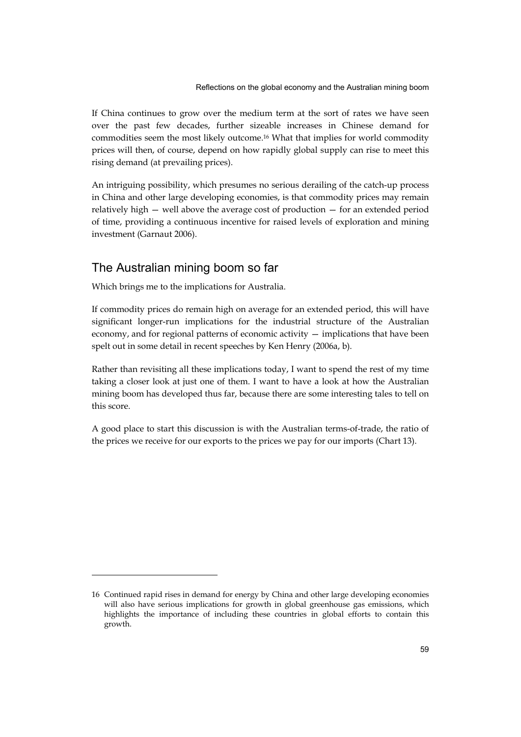If China continues to grow over the medium term at the sort of rates we have seen over the past few decades, further sizeable increases in Chinese demand for commodities seem the most likely outcome.[16] What that implies for world commodity prices will then, of course, depend on how rapidly global supply can rise to meet this rising demand (at prevailing prices).

An intriguing possibility, which presumes no serious derailing of the catch-up process in China and other large developing economies, is that commodity prices may remain relatively high — well above the average cost of production — for an extended period of time, providing a continuous incentive for raised levels of exploration and mining investment (Garnaut 2006).

## The Australian mining boom so far

Which brings me to the implications for Australia.

If commodity prices do remain high on average for an extended period, this will have significant longer-run implications for the industrial structure of the Australian economy, and for regional patterns of economic activity — implications that have been spelt out in some detail in recent speeches by Ken Henry (2006a, b).

Rather than revisiting all these implications today, I want to spend the rest of my time taking a closer look at just one of them. I want to have a look at how the Australian mining boom has developed thus far, because there are some interesting tales to tell on this score.

A good place to start this discussion is with the Australian terms-of-trade, the ratio of the prices we receive for our exports to the prices we pay for our imports (Chart 13).

---

16 Continued rapid rises in demand for energy by China and other large developing economies will also have serious implications for growth in global greenhouse gas emissions, which highlights the importance of including these countries in global efforts to contain this growth.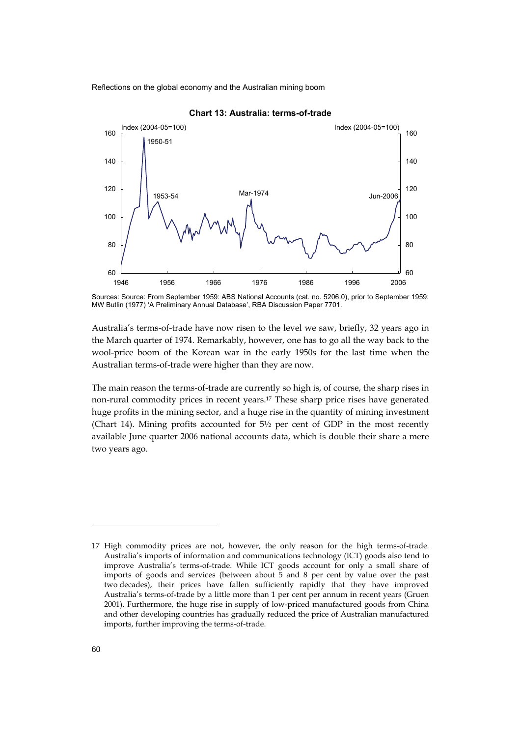**Chart 13: Australia: terms-of-trade**

Sources: Source: From September 1959: ABS National Accounts (cat. no. 5206.0), prior to September 1959: MW Butlin (1977) 'A Preliminary Annual Database', RBA Discussion Paper 7701.

Australia's terms-of-trade have now risen to the level we saw, briefly, 32 years ago in the March quarter of 1974. Remarkably, however, one has to go all the way back to the wool-price boom of the Korean war in the early 1950s for the last time when the Australian terms-of-trade were higher than they are now.

The main reason the terms-of-trade are currently so high is, of course, the sharp rises in non-rural commodity prices in recent years.[17] These sharp price rises have generated huge profits in the mining sector, and a huge rise in the quantity of mining investment (Chart 14). Mining profits accounted for 5½ per cent of GDP in the most recently available June quarter 2006 national accounts data, which is double their share a mere two years ago.

---

17 High commodity prices are not, however, the only reason for the high terms-of-trade. Australia's imports of information and communications technology (ICT) goods also tend to improve Australia's terms-of-trade. While ICT goods account for only a small share of imports of goods and services (between about 5 and 8 per cent by value over the past two decades), their prices have fallen sufficiently rapidly that they have improved Australia's terms-of-trade by a little more than 1 per cent per annum in recent years (Gruen 2001). Furthermore, the huge rise in supply of low-priced manufactured goods from China and other developing countries has gradually reduced the price of Australian manufactured imports, further improving the terms-of-trade.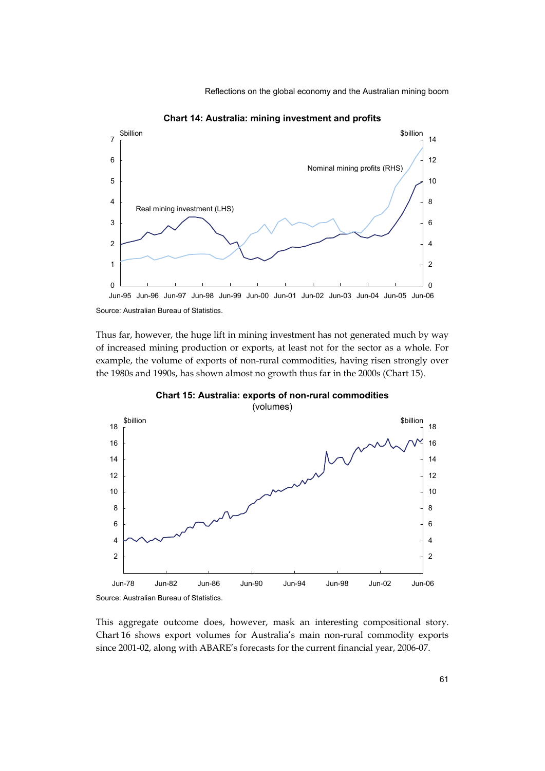**Chart 14: Australia: mining investment and profits**

Source: Australian Bureau of Statistics.

Thus far, however, the huge lift in mining investment has not generated much by way of increased mining production or exports, at least not for the sector as a whole. For example, the volume of exports of non-rural commodities, having risen strongly over the 1980s and 1990s, has shown almost no growth thus far in the 2000s (Chart 15).

**Chart 15: Australia: exports of non-rural commodities**
(volumes)

Source: Australian Bureau of Statistics.

This aggregate outcome does, however, mask an interesting compositional story. Chart 16 shows export volumes for Australia's main non-rural commodity exports since 2001-02, along with ABARE's forecasts for the current financial year, 2006-07.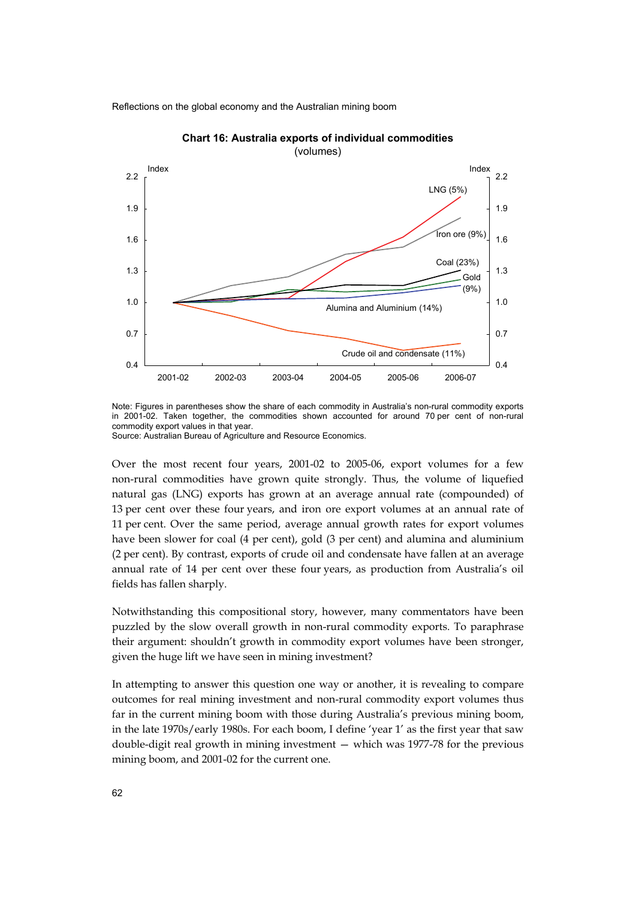**Chart 16: Australia exports of individual commodities**
(volumes)

Note: Figures in parentheses show the share of each commodity in Australia's non-rural commodity exports in 2001-02. Taken together, the commodities shown accounted for around 70 per cent of non-rural commodity export values in that year.
Source: Australian Bureau of Agriculture and Resource Economics.

Over the most recent four years, 2001-02 to 2005-06, export volumes for a few non-rural commodities have grown quite strongly. Thus, the volume of liquefied natural gas (LNG) exports has grown at an average annual rate (compounded) of 13 per cent over these four years, and iron ore export volumes at an annual rate of 11 per cent. Over the same period, average annual growth rates for export volumes have been slower for coal (4 per cent), gold (3 per cent) and alumina and aluminium (2 per cent). By contrast, exports of crude oil and condensate have fallen at an average annual rate of 14 per cent over these four years, as production from Australia's oil fields has fallen sharply.

Notwithstanding this compositional story, however, many commentators have been puzzled by the slow overall growth in non-rural commodity exports. To paraphrase their argument: shouldn't growth in commodity export volumes have been stronger, given the huge lift we have seen in mining investment?

In attempting to answer this question one way or another, it is revealing to compare outcomes for real mining investment and non-rural commodity export volumes thus far in the current mining boom with those during Australia's previous mining boom, in the late 1970s/early 1980s. For each boom, I define 'year 1' as the first year that saw double-digit real growth in mining investment — which was 1977-78 for the previous mining boom, and 2001-02 for the current one.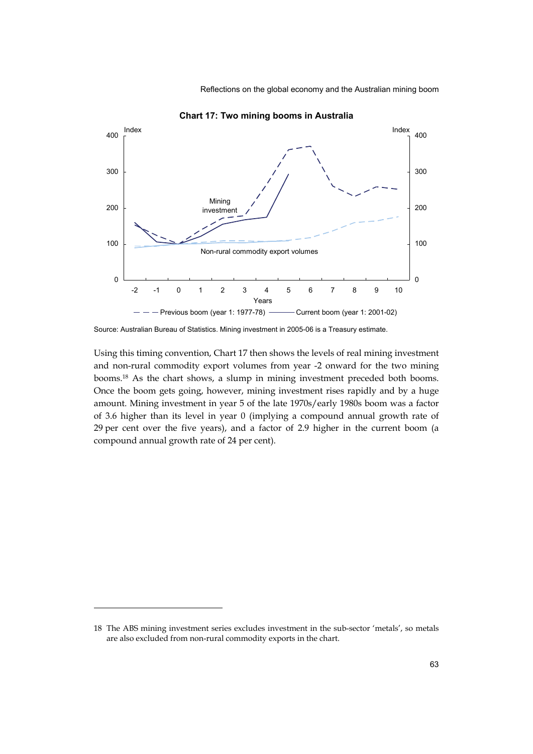**Chart 17: Two mining booms in Australia**

Source: Australian Bureau of Statistics. Mining investment in 2005-06 is a Treasury estimate.

Using this timing convention, Chart 17 then shows the levels of real mining investment and non-rural commodity export volumes from year -2 onward for the two mining booms.[18] As the chart shows, a slump in mining investment preceded both booms. Once the boom gets going, however, mining investment rises rapidly and by a huge amount. Mining investment in year 5 of the late 1970s/early 1980s boom was a factor of 3.6 higher than its level in year 0 (implying a compound annual growth rate of 29 per cent over the five years), and a factor of 2.9 higher in the current boom (a compound annual growth rate of 24 per cent).

18 The ABS mining investment series excludes investment in the sub-sector 'metals', so metals are also excluded from non-rural commodity exports in the chart.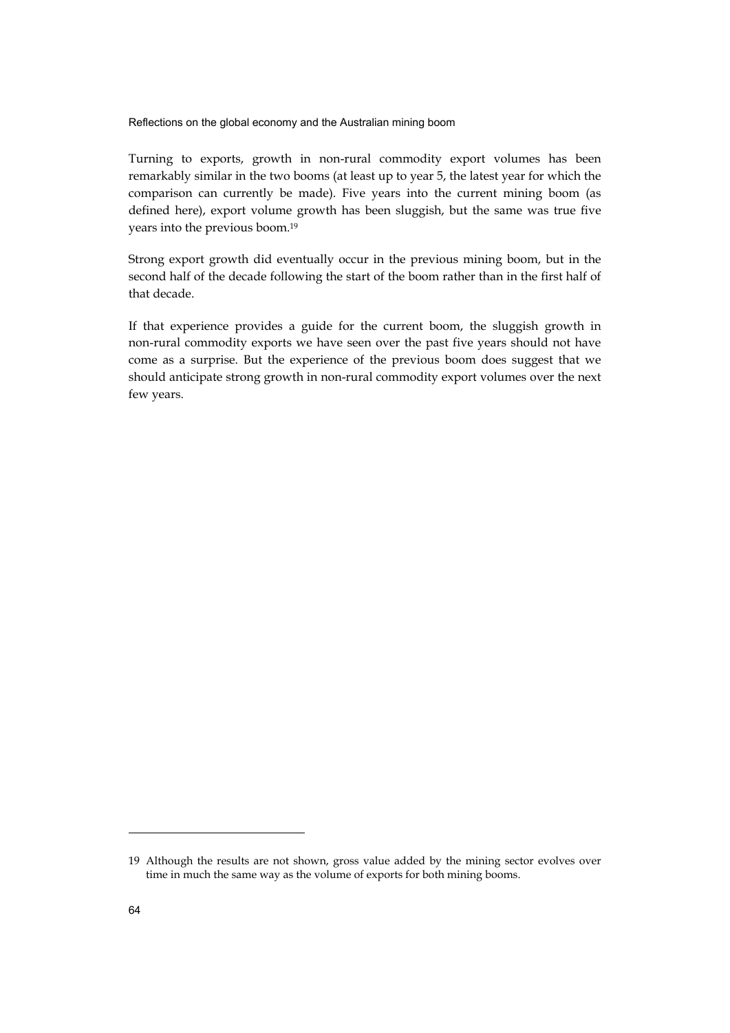Turning to exports, growth in non-rural commodity export volumes has been remarkably similar in the two booms (at least up to year 5, the latest year for which the comparison can currently be made). Five years into the current mining boom (as defined here), export volume growth has been sluggish, but the same was true five years into the previous boom.[19]

Strong export growth did eventually occur in the previous mining boom, but in the second half of the decade following the start of the boom rather than in the first half of that decade.

If that experience provides a guide for the current boom, the sluggish growth in non-rural commodity exports we have seen over the past five years should not have come as a surprise. But the experience of the previous boom does suggest that we should anticipate strong growth in non-rural commodity export volumes over the next few years.

---

19 Although the results are not shown, gross value added by the mining sector evolves over time in much the same way as the volume of exports for both mining booms.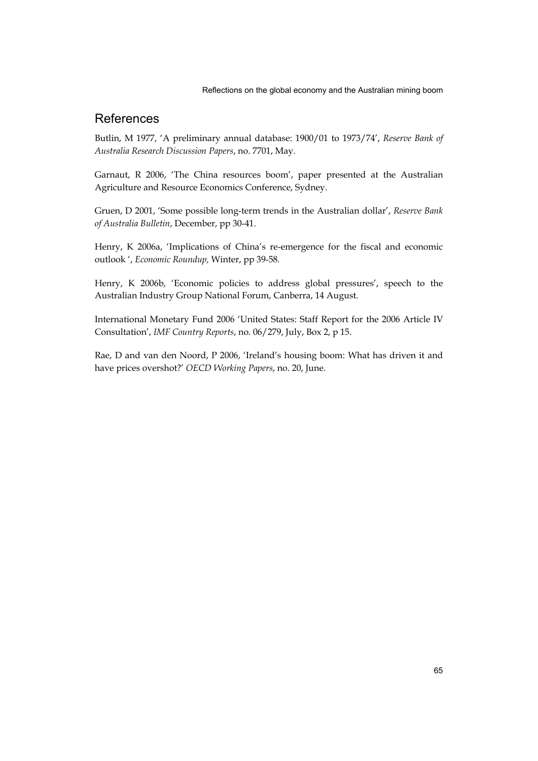## References

Butlin, M 1977, 'A preliminary annual database: 1900/01 to 1973/74', *Reserve Bank of Australia Research Discussion Papers*, no. 7701, May.

Garnaut, R 2006, 'The China resources boom', paper presented at the Australian Agriculture and Resource Economics Conference, Sydney.

Gruen, D 2001, 'Some possible long-term trends in the Australian dollar', *Reserve Bank of Australia Bulletin*, December, pp 30-41.

Henry, K 2006a, 'Implications of China's re-emergence for the fiscal and economic outlook ', *Economic Roundup,* Winter, pp 39-58.

Henry, K 2006b, 'Economic policies to address global pressures', speech to the Australian Industry Group National Forum, Canberra, 14 August.

International Monetary Fund 2006 'United States: Staff Report for the 2006 Article IV Consultation', *IMF Country Reports*, no. 06/279, July, Box 2, p 15.

Rae, D and van den Noord, P 2006, 'Ireland's housing boom: What has driven it and have prices overshot?' *OECD Working Papers*, no. 20, June.